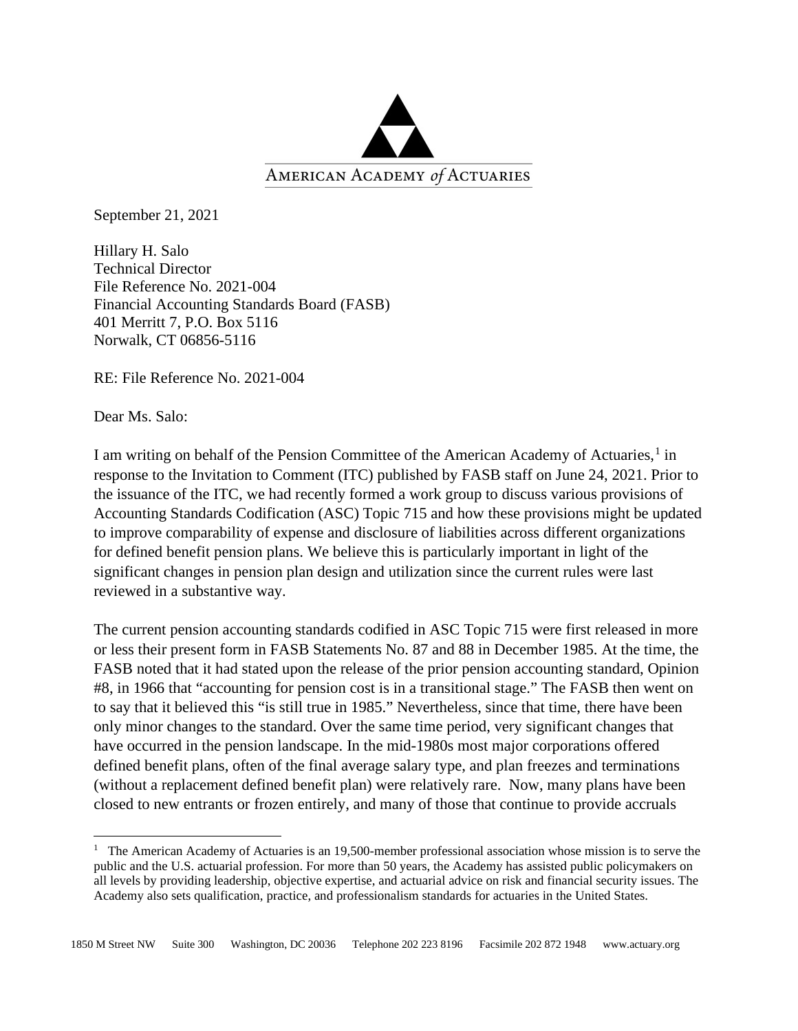AMERICAN ACADEMY *of* ACTUARIES

September 21, 2021

Hillary H. Salo
Technical Director
File Reference No. 2021-004
Financial Accounting Standards Board (FASB)
401 Merritt 7, P.O. Box 5116
Norwalk, CT 06856-5116

RE: File Reference No. 2021-004

Dear Ms. Salo:

I am writing on behalf of the Pension Committee of the American Academy of Actuaries,[1] in response to the Invitation to Comment (ITC) published by FASB staff on June 24, 2021. Prior to the issuance of the ITC, we had recently formed a work group to discuss various provisions of Accounting Standards Codification (ASC) Topic 715 and how these provisions might be updated to improve comparability of expense and disclosure of liabilities across different organizations for defined benefit pension plans. We believe this is particularly important in light of the significant changes in pension plan design and utilization since the current rules were last reviewed in a substantive way.

The current pension accounting standards codified in ASC Topic 715 were first released in more or less their present form in FASB Statements No. 87 and 88 in December 1985. At the time, the FASB noted that it had stated upon the release of the prior pension accounting standard, Opinion #8, in 1966 that "accounting for pension cost is in a transitional stage." The FASB then went on to say that it believed this "is still true in 1985." Nevertheless, since that time, there have been only minor changes to the standard. Over the same time period, very significant changes that have occurred in the pension landscape. In the mid-1980s most major corporations offered defined benefit plans, often of the final average salary type, and plan freezes and terminations (without a replacement defined benefit plan) were relatively rare. Now, many plans have been closed to new entrants or frozen entirely, and many of those that continue to provide accruals

[1] The American Academy of Actuaries is an 19,500-member professional association whose mission is to serve the public and the U.S. actuarial profession. For more than 50 years, the Academy has assisted public policymakers on all levels by providing leadership, objective expertise, and actuarial advice on risk and financial security issues. The Academy also sets qualification, practice, and professionalism standards for actuaries in the United States.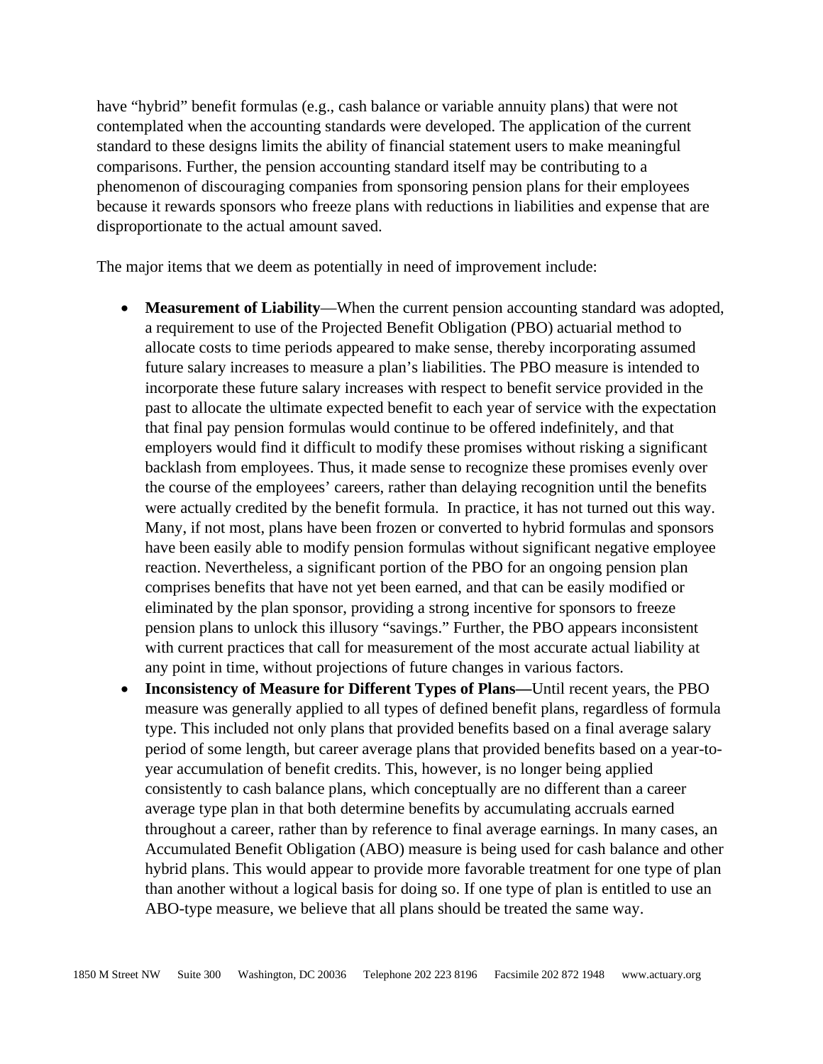have “hybrid” benefit formulas (e.g., cash balance or variable annuity plans) that were not contemplated when the accounting standards were developed. The application of the current standard to these designs limits the ability of financial statement users to make meaningful comparisons. Further, the pension accounting standard itself may be contributing to a phenomenon of discouraging companies from sponsoring pension plans for their employees because it rewards sponsors who freeze plans with reductions in liabilities and expense that are disproportionate to the actual amount saved.

The major items that we deem as potentially in need of improvement include:

- **Measurement of Liability**—When the current pension accounting standard was adopted, a requirement to use of the Projected Benefit Obligation (PBO) actuarial method to allocate costs to time periods appeared to make sense, thereby incorporating assumed future salary increases to measure a plan’s liabilities. The PBO measure is intended to incorporate these future salary increases with respect to benefit service provided in the past to allocate the ultimate expected benefit to each year of service with the expectation that final pay pension formulas would continue to be offered indefinitely, and that employers would find it difficult to modify these promises without risking a significant backlash from employees. Thus, it made sense to recognize these promises evenly over the course of the employees’ careers, rather than delaying recognition until the benefits were actually credited by the benefit formula. In practice, it has not turned out this way. Many, if not most, plans have been frozen or converted to hybrid formulas and sponsors have been easily able to modify pension formulas without significant negative employee reaction. Nevertheless, a significant portion of the PBO for an ongoing pension plan comprises benefits that have not yet been earned, and that can be easily modified or eliminated by the plan sponsor, providing a strong incentive for sponsors to freeze pension plans to unlock this illusory “savings.” Further, the PBO appears inconsistent with current practices that call for measurement of the most accurate actual liability at any point in time, without projections of future changes in various factors.
- **Inconsistency of Measure for Different Types of Plans—**Until recent years, the PBO measure was generally applied to all types of defined benefit plans, regardless of formula type. This included not only plans that provided benefits based on a final average salary period of some length, but career average plans that provided benefits based on a year-to-year accumulation of benefit credits. This, however, is no longer being applied consistently to cash balance plans, which conceptually are no different than a career average type plan in that both determine benefits by accumulating accruals earned throughout a career, rather than by reference to final average earnings. In many cases, an Accumulated Benefit Obligation (ABO) measure is being used for cash balance and other hybrid plans. This would appear to provide more favorable treatment for one type of plan than another without a logical basis for doing so. If one type of plan is entitled to use an ABO-type measure, we believe that all plans should be treated the same way.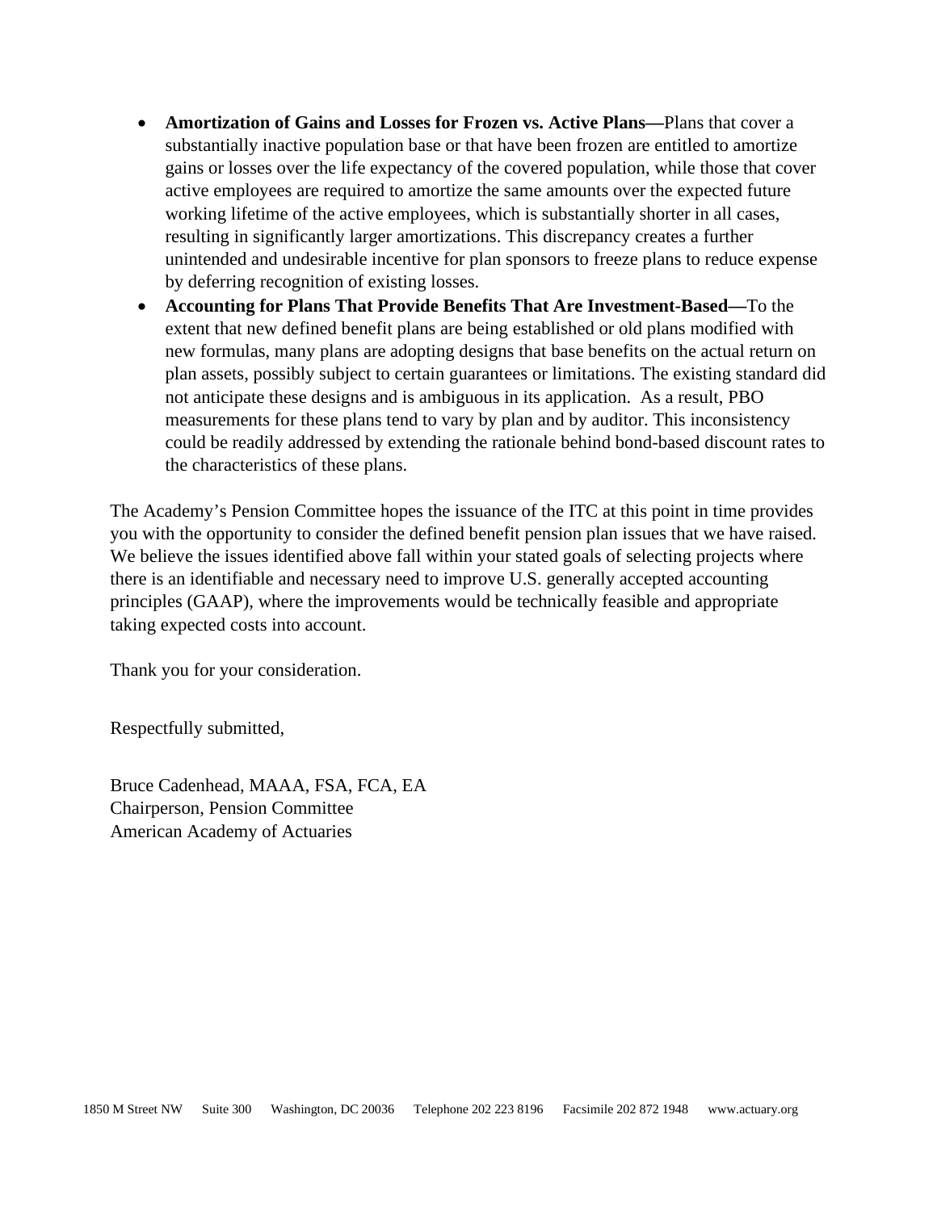- **Amortization of Gains and Losses for Frozen vs. Active Plans—**Plans that cover a substantially inactive population base or that have been frozen are entitled to amortize gains or losses over the life expectancy of the covered population, while those that cover active employees are required to amortize the same amounts over the expected future working lifetime of the active employees, which is substantially shorter in all cases, resulting in significantly larger amortizations. This discrepancy creates a further unintended and undesirable incentive for plan sponsors to freeze plans to reduce expense by deferring recognition of existing losses.
- **Accounting for Plans That Provide Benefits That Are Investment-Based—**To the extent that new defined benefit plans are being established or old plans modified with new formulas, many plans are adopting designs that base benefits on the actual return on plan assets, possibly subject to certain guarantees or limitations. The existing standard did not anticipate these designs and is ambiguous in its application. As a result, PBO measurements for these plans tend to vary by plan and by auditor. This inconsistency could be readily addressed by extending the rationale behind bond-based discount rates to the characteristics of these plans.

The Academy's Pension Committee hopes the issuance of the ITC at this point in time provides you with the opportunity to consider the defined benefit pension plan issues that we have raised. We believe the issues identified above fall within your stated goals of selecting projects where there is an identifiable and necessary need to improve U.S. generally accepted accounting principles (GAAP), where the improvements would be technically feasible and appropriate taking expected costs into account.

Thank you for your consideration.

Respectfully submitted,

Bruce Cadenhead, MAAA, FSA, FCA, EA
Chairperson, Pension Committee
American Academy of Actuaries